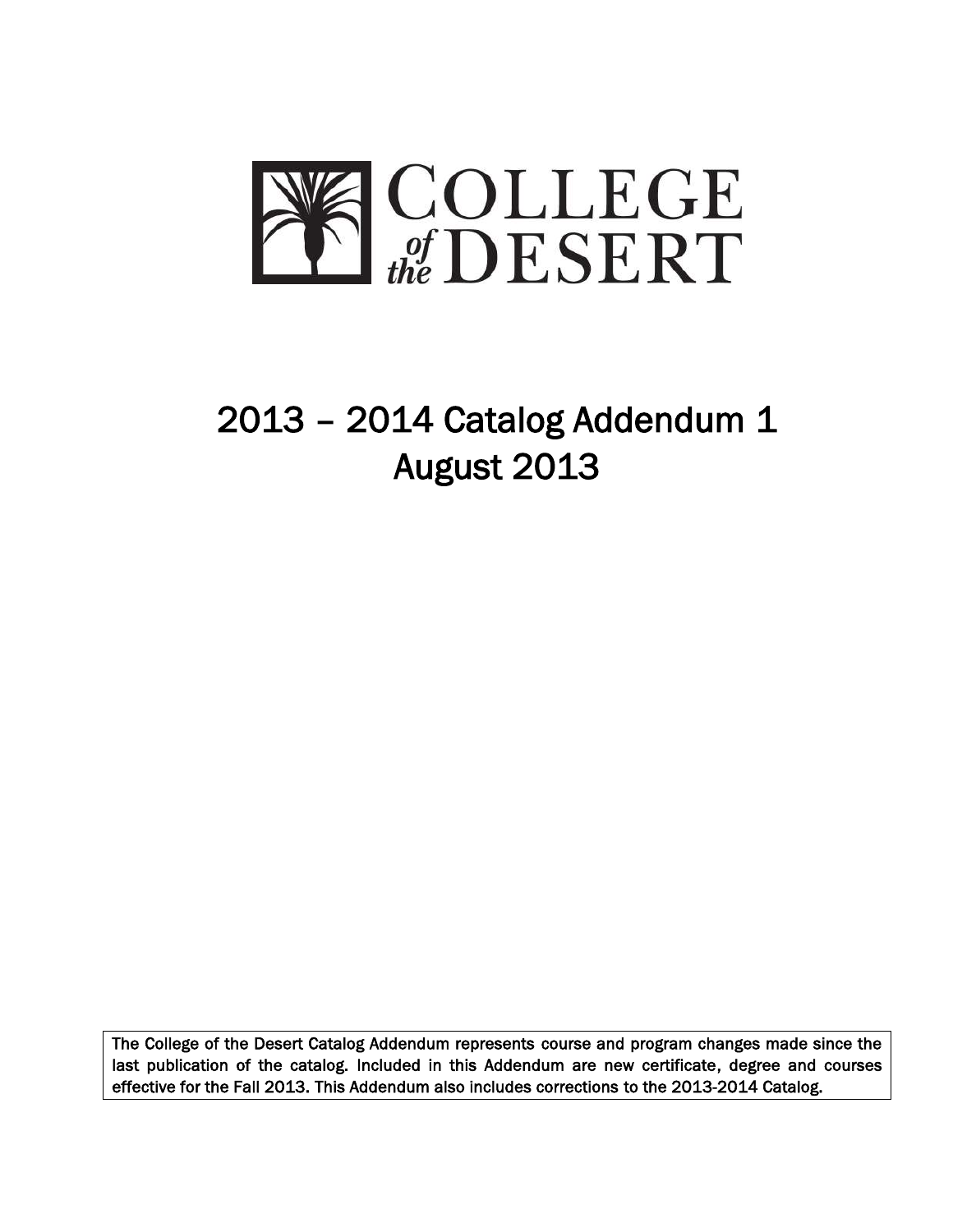# COLLEGE of the DESERT

# 2013 – 2014 Catalog Addendum 1
# August 2013

The College of the Desert Catalog Addendum represents course and program changes made since the last publication of the catalog. Included in this Addendum are new certificate, degree and courses effective for the Fall 2013. This Addendum also includes corrections to the 2013-2014 Catalog.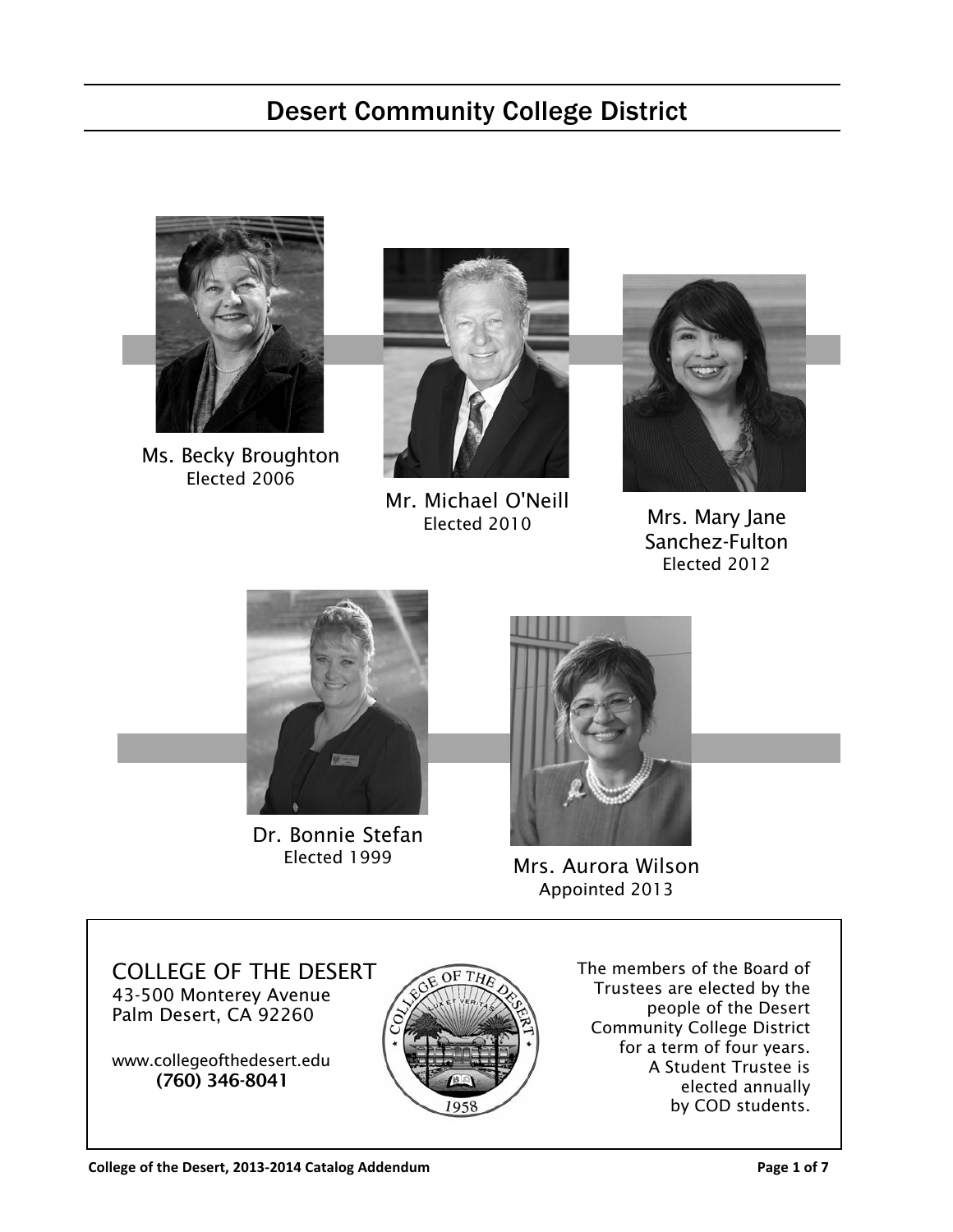# Desert Community College District

Ms. Becky Broughton
Elected 2006

Mr. Michael O'Neill
Elected 2010

Mrs. Mary Jane Sanchez-Fulton
Elected 2012

Dr. Bonnie Stefan
Elected 1999

Mrs. Aurora Wilson
Appointed 2013

COLLEGE OF THE DESERT
43-500 Monterey Avenue
Palm Desert, CA 92260

www.collegeofthedesert.edu
**(760) 346-8041**

The members of the Board of Trustees are elected by the people of the Desert Community College District for a term of four years. A Student Trustee is elected annually by COD students.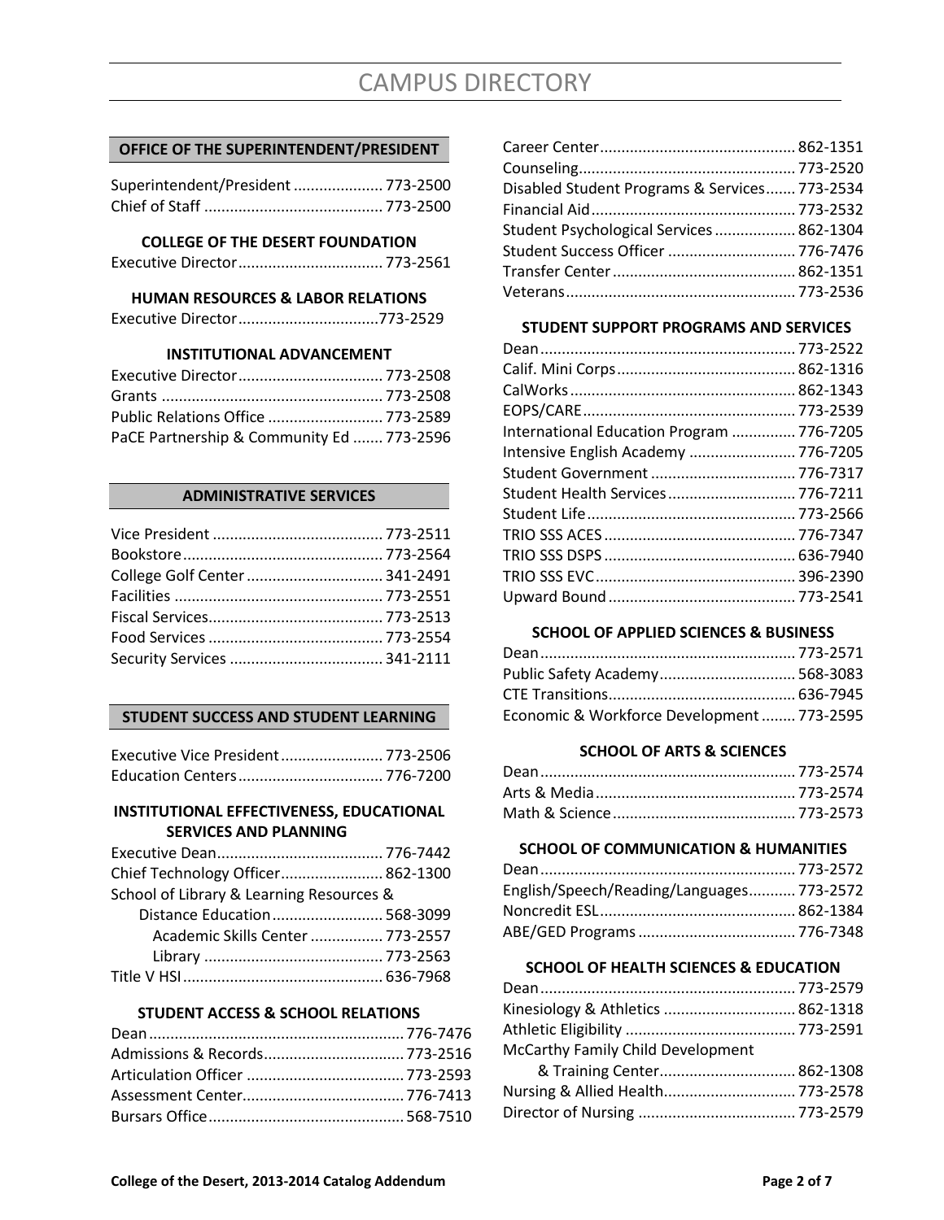# CAMPUS DIRECTORY

## OFFICE OF THE SUPERINTENDENT/PRESIDENT

Superintendent/President ..................... 773-2500
Chief of Staff .......................................... 773-2500

### COLLEGE OF THE DESERT FOUNDATION

Executive Director.................................. 773-2561

### HUMAN RESOURCES & LABOR RELATIONS

Executive Director.................................773-2529

### INSTITUTIONAL ADVANCEMENT

Executive Director.................................. 773-2508
Grants .................................................... 773-2508
Public Relations Office ........................... 773-2589
PaCE Partnership & Community Ed ....... 773-2596

## ADMINISTRATIVE SERVICES

Vice President ........................................ 773-2511
Bookstore............................................... 773-2564
College Golf Center ................................ 341-2491
Facilities ................................................. 773-2551
Fiscal Services......................................... 773-2513
Food Services ......................................... 773-2554
Security Services .................................... 341-2111

## STUDENT SUCCESS AND STUDENT LEARNING

Executive Vice President........................ 773-2506
Education Centers.................................. 776-7200

### INSTITUTIONAL EFFECTIVENESS, EDUCATIONAL SERVICES AND PLANNING

Executive Dean....................................... 776-7442
Chief Technology Officer........................ 862-1300
School of Library & Learning Resources &
Distance Education.......................... 568-3099
Academic Skills Center ................. 773-2557
Library .......................................... 773-2563
Title V HSI............................................... 636-7968

### STUDENT ACCESS & SCHOOL RELATIONS

Dean........................................................... 776-7476
Admissions & Records................................ 773-2516
Articulation Officer .................................... 773-2593
Assessment Center..................................... 776-7413
Bursars Office............................................. 568-7510
Career Center............................................. 862-1351
Counseling.................................................. 773-2520
Disabled Student Programs & Services....... 773-2534
Financial Aid............................................... 773-2532
Student Psychological Services .................. 862-1304
Student Success Officer ............................. 776-7476
Transfer Center .......................................... 862-1351
Veterans..................................................... 773-2536

### STUDENT SUPPORT PROGRAMS AND SERVICES

Dean........................................................... 773-2522
Calif. Mini Corps......................................... 862-1316
CalWorks.................................................... 862-1343
EOPS/CARE................................................. 773-2539
International Education Program ............... 776-7205
Intensive English Academy ......................... 776-7205
Student Government .................................. 776-7317
Student Health Services............................. 776-7211
Student Life................................................ 773-2566
TRIO SSS ACES ............................................ 776-7347
TRIO SSS DSPS ............................................ 636-7940
TRIO SSS EVC.............................................. 396-2390
Upward Bound ........................................... 773-2541

### SCHOOL OF APPLIED SCIENCES & BUSINESS

Dean........................................................... 773-2571
Public Safety Academy................................ 568-3083
CTE Transitions........................................... 636-7945
Economic & Workforce Development ........ 773-2595

### SCHOOL OF ARTS & SCIENCES

Dean........................................................... 773-2574
Arts & Media.............................................. 773-2574
Math & Science .......................................... 773-2573

### SCHOOL OF COMMUNICATION & HUMANITIES

Dean........................................................... 773-2572
English/Speech/Reading/Languages........... 773-2572
Noncredit ESL............................................. 862-1384
ABE/GED Programs .................................... 776-7348

### SCHOOL OF HEALTH SCIENCES & EDUCATION

Dean........................................................... 773-2579
Kinesiology & Athletics .............................. 862-1318
Athletic Eligibility ....................................... 773-2591
McCarthy Family Child Development
& Training Center................................ 862-1308
Nursing & Allied Health.............................. 773-2578
Director of Nursing .................................... 773-2579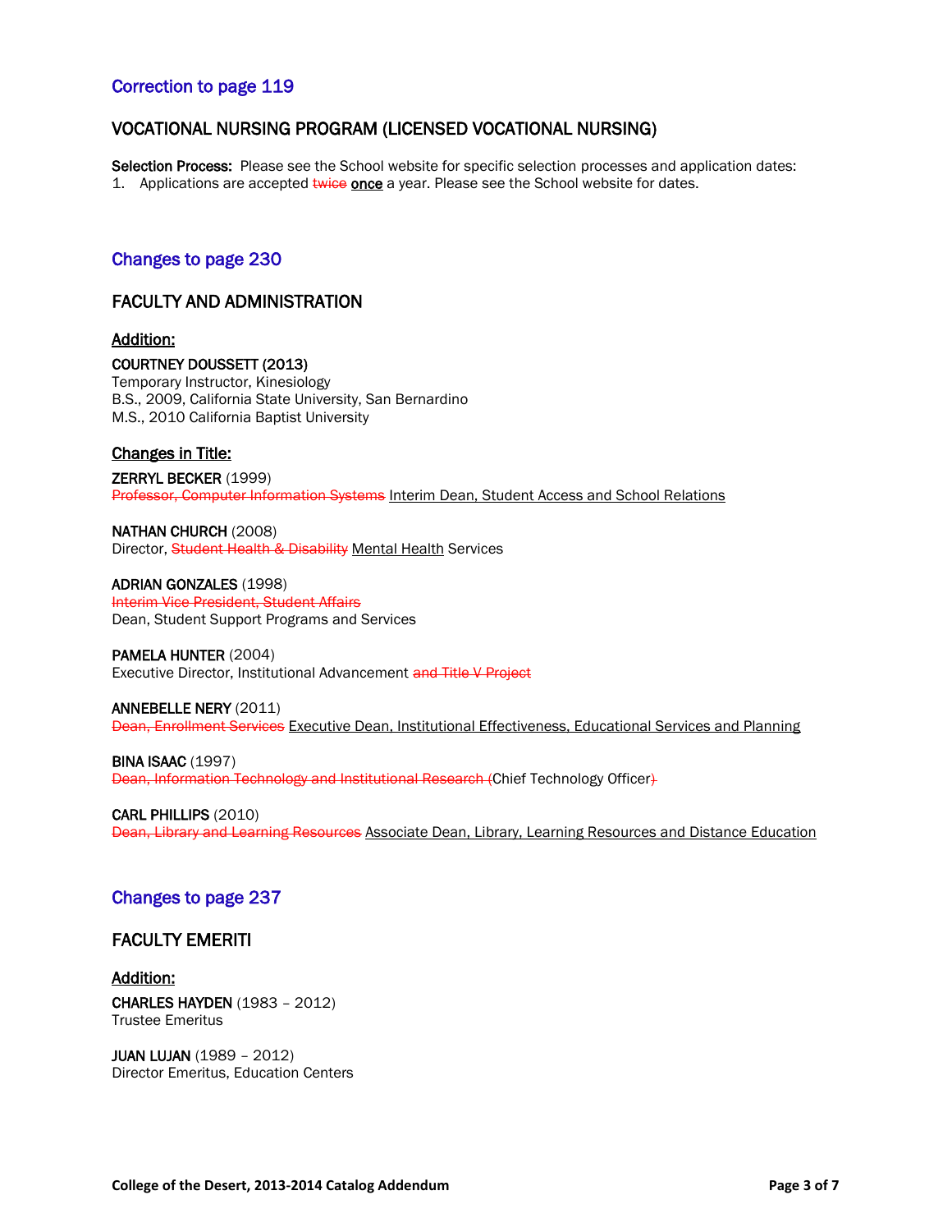## Correction to page 119

### VOCATIONAL NURSING PROGRAM (LICENSED VOCATIONAL NURSING)

**Selection Process:** Please see the School website for specific selection processes and application dates:

1. Applications are accepted ~~twice~~ **once** a year. Please see the School website for dates.

## Changes to page 230

### FACULTY AND ADMINISTRATION

**Addition:**

**COURTNEY DOUSSETT (2013)**
Temporary Instructor, Kinesiology
B.S., 2009, California State University, San Bernardino
M.S., 2010 California Baptist University

**Changes in Title:**

**ZERRYL BECKER** (1999)
~~Professor, Computer Information Systems~~ Interim Dean, Student Access and School Relations

**NATHAN CHURCH** (2008)
Director, ~~Student Health & Disability~~ Mental Health Services

**ADRIAN GONZALES** (1998)
~~Interim Vice President, Student Affairs~~
Dean, Student Support Programs and Services

**PAMELA HUNTER** (2004)
Executive Director, Institutional Advancement ~~and Title V Project~~

**ANNEBELLE NERY** (2011)
~~Dean, Enrollment Services~~ Executive Dean, Institutional Effectiveness, Educational Services and Planning

**BINA ISAAC** (1997)
~~Dean, Information Technology and Institutional Research (~~Chief Technology Officer~~)~~

**CARL PHILLIPS** (2010)
~~Dean, Library and Learning Resources~~ Associate Dean, Library, Learning Resources and Distance Education

## Changes to page 237

### FACULTY EMERITI

**Addition:**

**CHARLES HAYDEN** (1983 – 2012)
Trustee Emeritus

**JUAN LUJAN** (1989 – 2012)
Director Emeritus, Education Centers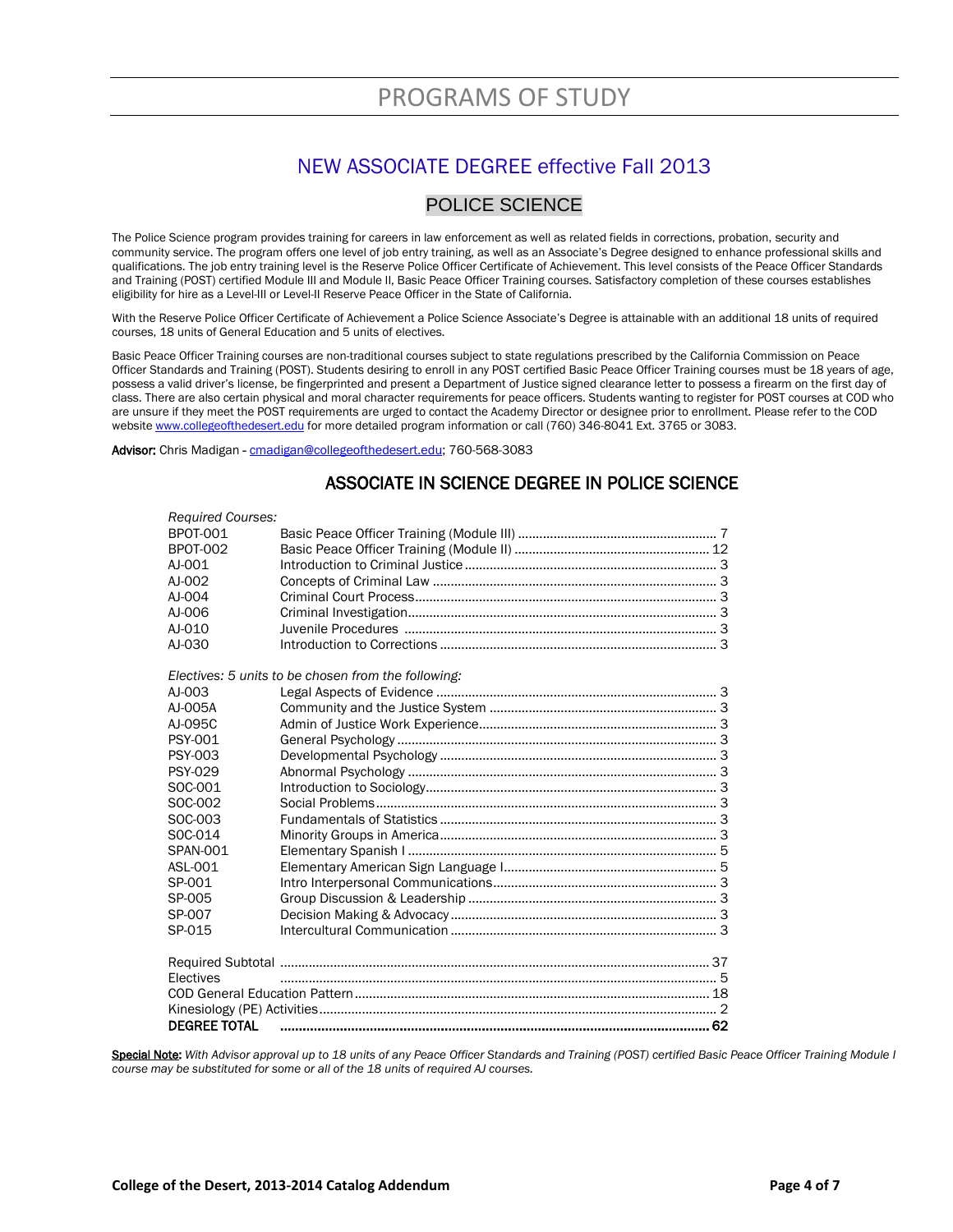# PROGRAMS OF STUDY

## NEW ASSOCIATE DEGREE effective Fall 2013

## POLICE SCIENCE

The Police Science program provides training for careers in law enforcement as well as related fields in corrections, probation, security and community service. The program offers one level of job entry training, as well as an Associate's Degree designed to enhance professional skills and qualifications. The job entry training level is the Reserve Police Officer Certificate of Achievement. This level consists of the Peace Officer Standards and Training (POST) certified Module III and Module II, Basic Peace Officer Training courses. Satisfactory completion of these courses establishes eligibility for hire as a Level-III or Level-II Reserve Peace Officer in the State of California.

With the Reserve Police Officer Certificate of Achievement a Police Science Associate's Degree is attainable with an additional 18 units of required courses, 18 units of General Education and 5 units of electives.

Basic Peace Officer Training courses are non-traditional courses subject to state regulations prescribed by the California Commission on Peace Officer Standards and Training (POST). Students desiring to enroll in any POST certified Basic Peace Officer Training courses must be 18 years of age, possess a valid driver's license, be fingerprinted and present a Department of Justice signed clearance letter to possess a firearm on the first day of class. There are also certain physical and moral character requirements for peace officers. Students wanting to register for POST courses at COD who are unsure if they meet the POST requirements are urged to contact the Academy Director or designee prior to enrollment. Please refer to the COD website www.collegeofthedesert.edu for more detailed program information or call (760) 346-8041 Ext. 3765 or 3083.

**Advisor:** Chris Madigan - cmadigan@collegeofthedesert.edu; 760-568-3083

### ASSOCIATE IN SCIENCE DEGREE IN POLICE SCIENCE

| | | |
|---|---|---|
| *Required Courses:* | | |
| BPOT-001 | Basic Peace Officer Training (Module III) | 7 |
| BPOT-002 | Basic Peace Officer Training (Module II) | 12 |
| AJ-001 | Introduction to Criminal Justice | 3 |
| AJ-002 | Concepts of Criminal Law | 3 |
| AJ-004 | Criminal Court Process | 3 |
| AJ-006 | Criminal Investigation | 3 |
| AJ-010 | Juvenile Procedures | 3 |
| AJ-030 | Introduction to Corrections | 3 |
| *Electives: 5 units to be chosen from the following:* | | |
| AJ-003 | Legal Aspects of Evidence | 3 |
| AJ-005A | Community and the Justice System | 3 |
| AJ-095C | Admin of Justice Work Experience | 3 |
| PSY-001 | General Psychology | 3 |
| PSY-003 | Developmental Psychology | 3 |
| PSY-029 | Abnormal Psychology | 3 |
| SOC-001 | Introduction to Sociology | 3 |
| SOC-002 | Social Problems | 3 |
| SOC-003 | Fundamentals of Statistics | 3 |
| SOC-014 | Minority Groups in America | 3 |
| SPAN-001 | Elementary Spanish I | 5 |
| ASL-001 | Elementary American Sign Language I | 5 |
| SP-001 | Intro Interpersonal Communications | 3 |
| SP-005 | Group Discussion & Leadership | 3 |
| SP-007 | Decision Making & Advocacy | 3 |
| SP-015 | Intercultural Communication | 3 |
| Required Subtotal | | 37 |
| Electives | | 5 |
| COD General Education Pattern | | 18 |
| Kinesiology (PE) Activities | | 2 |
| **DEGREE TOTAL** | | **62** |

**Special Note:** *With Advisor approval up to 18 units of any Peace Officer Standards and Training (POST) certified Basic Peace Officer Training Module I course may be substituted for some or all of the 18 units of required AJ courses.*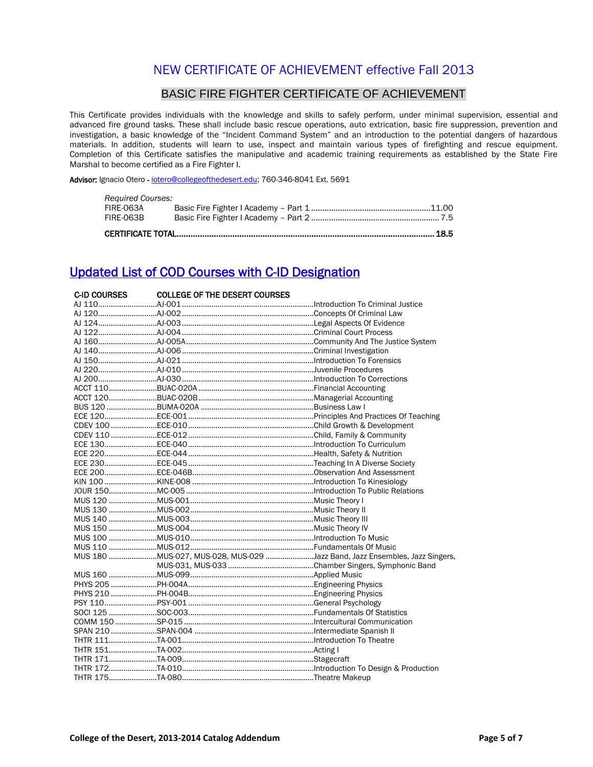# NEW CERTIFICATE OF ACHIEVEMENT effective Fall 2013

## BASIC FIRE FIGHTER CERTIFICATE OF ACHIEVEMENT

This Certificate provides individuals with the knowledge and skills to safely perform, under minimal supervision, essential and advanced fire ground tasks. These shall include basic rescue operations, auto extrication, basic fire suppression, prevention and investigation, a basic knowledge of the "Incident Command System" and an introduction to the potential dangers of hazardous materials. In addition, students will learn to use, inspect and maintain various types of firefighting and rescue equipment. Completion of this Certificate satisfies the manipulative and academic training requirements as established by the State Fire Marshal to become certified as a Fire Fighter I.

**Advisor:** Ignacio Otero - iotero@collegeofthedesert.edu; 760-346-8041 Ext. 5691

*Required Courses:*

| | | |
|---|---|---|
| FIRE-063A | Basic Fire Fighter I Academy – Part 1 | 11.00 |
| FIRE-063B | Basic Fire Fighter I Academy – Part 2 | 7.5 |
| **CERTIFICATE TOTAL** | | **18.5** |

## Updated List of COD Courses with C-ID Designation

| C-ID COURSES | COLLEGE OF THE DESERT COURSES | |
|---|---|---|
| AJ 110 | AJ-001 | Introduction To Criminal Justice |
| AJ 120 | AJ-002 | Concepts Of Criminal Law |
| AJ 124 | AJ-003 | Legal Aspects Of Evidence |
| AJ 122 | AJ-004 | Criminal Court Process |
| AJ 160 | AJ-005A | Community And The Justice System |
| AJ 140 | AJ-006 | Criminal Investigation |
| AJ 150 | AJ-021 | Introduction To Forensics |
| AJ 220 | AJ-010 | Juvenile Procedures |
| AJ 200 | AJ-030 | Introduction To Corrections |
| ACCT 110 | BUAC-020A | Financial Accounting |
| ACCT 120 | BUAC-020B | Managerial Accounting |
| BUS 120 | BUMA-020A | Business Law I |
| ECE 120 | ECE-001 | Principles And Practices Of Teaching |
| CDEV 100 | ECE-010 | Child Growth & Development |
| CDEV 110 | ECE-012 | Child, Family & Community |
| ECE 130 | ECE-040 | Introduction To Curriculum |
| ECE 220 | ECE-044 | Health, Safety & Nutrition |
| ECE 230 | ECE-045 | Teaching In A Diverse Society |
| ECE 200 | ECE-046B | Observation And Assessment |
| KIN 100 | KINE-008 | Introduction To Kinesiology |
| JOUR 150 | MC-005 | Introduction To Public Relations |
| MUS 120 | MUS-001 | Music Theory I |
| MUS 130 | MUS-002 | Music Theory II |
| MUS 140 | MUS-003 | Music Theory III |
| MUS 150 | MUS-004 | Music Theory IV |
| MUS 100 | MUS-010 | Introduction To Music |
| MUS 110 | MUS-012 | Fundamentals Of Music |
| MUS 180 | MUS-027, MUS-028, MUS-029 | Jazz Band, Jazz Ensembles, Jazz Singers, |
| | MUS-031, MUS-033 | Chamber Singers, Symphonic Band |
| MUS 160 | MUS-099 | Applied Music |
| PHYS 205 | PH-004A | Engineering Physics |
| PHYS 210 | PH-004B | Engineering Physics |
| PSY 110 | PSY-001 | General Psychology |
| SOCI 125 | SOC-003 | Fundamentals Of Statistics |
| COMM 150 | SP-015 | Intercultural Communication |
| SPAN 210 | SPAN-004 | Intermediate Spanish II |
| THTR 111 | TA-001 | Introduction To Theatre |
| THTR 151 | TA-002 | Acting I |
| THTR 171 | TA-009 | Stagecraft |
| THTR 172 | TA-010 | Introduction To Design & Production |
| THTR 175 | TA-080 | Theatre Makeup |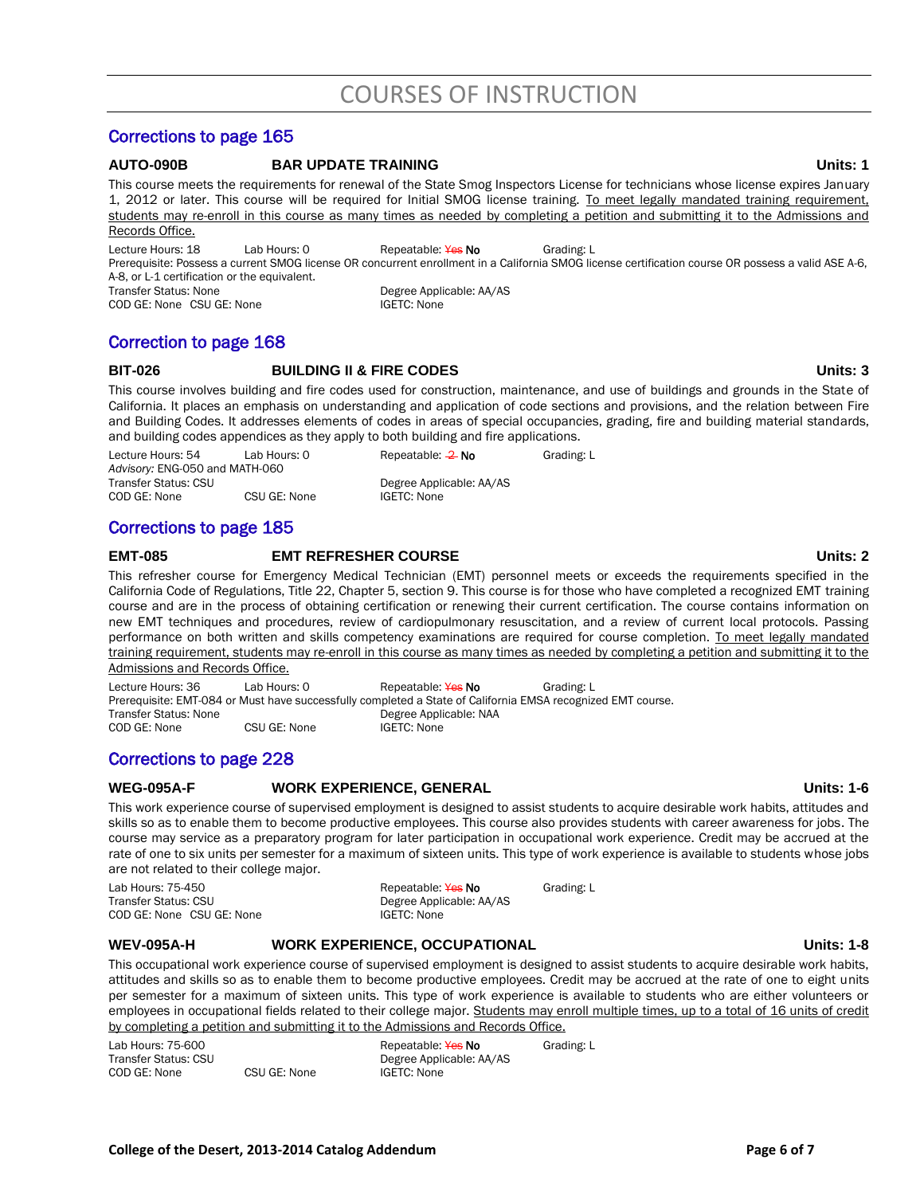# COURSES OF INSTRUCTION

## Corrections to page 165

**AUTO-090B** **BAR UPDATE TRAINING** **Units: 1**

This course meets the requirements for renewal of the State Smog Inspectors License for technicians whose license expires January 1, 2012 or later. This course will be required for Initial SMOG license training. <u>To meet legally mandated training requirement, students may re-enroll in this course as many times as needed by completing a petition and submitting it to the Admissions and Records Office.</u>

Lecture Hours: 18 Lab Hours: 0 Repeatable: ~~Yes~~ **No** Grading: L
Prerequisite: Possess a current SMOG license OR concurrent enrollment in a California SMOG license certification course OR possess a valid ASE A-6, A-8, or L-1 certification or the equivalent.
Transfer Status: None Degree Applicable: AA/AS
COD GE: None CSU GE: None IGETC: None

## Correction to page 168

**BIT-026** **BUILDING II & FIRE CODES** **Units: 3**

This course involves building and fire codes used for construction, maintenance, and use of buildings and grounds in the State of California. It places an emphasis on understanding and application of code sections and provisions, and the relation between Fire and Building Codes. It addresses elements of codes in areas of special occupancies, grading, fire and building material standards, and building codes appendices as they apply to both building and fire applications.

Lecture Hours: 54 Lab Hours: 0 Repeatable: ~~2~~ **No** Grading: L
*Advisory:* ENG-050 and MATH-060
Transfer Status: CSU Degree Applicable: AA/AS
COD GE: None CSU GE: None IGETC: None

## Corrections to page 185

**EMT-085** **EMT REFRESHER COURSE** **Units: 2**

This refresher course for Emergency Medical Technician (EMT) personnel meets or exceeds the requirements specified in the California Code of Regulations, Title 22, Chapter 5, section 9. This course is for those who have completed a recognized EMT training course and are in the process of obtaining certification or renewing their current certification. The course contains information on new EMT techniques and procedures, review of cardiopulmonary resuscitation, and a review of current local protocols. Passing performance on both written and skills competency examinations are required for course completion. <u>To meet legally mandated training requirement, students may re-enroll in this course as many times as needed by completing a petition and submitting it to the Admissions and Records Office.</u>

Lecture Hours: 36 Lab Hours: 0 Repeatable: ~~Yes~~ **No** Grading: L
Prerequisite: EMT-084 or Must have successfully completed a State of California EMSA recognized EMT course.
Transfer Status: None Degree Applicable: NAA
COD GE: None CSU GE: None IGETC: None

## Corrections to page 228

**WEG-095A-F** **WORK EXPERIENCE, GENERAL** **Units: 1-6**

This work experience course of supervised employment is designed to assist students to acquire desirable work habits, attitudes and skills so as to enable them to become productive employees. This course also provides students with career awareness for jobs. The course may service as a preparatory program for later participation in occupational work experience. Credit may be accrued at the rate of one to six units per semester for a maximum of sixteen units. This type of work experience is available to students whose jobs are not related to their college major.

Lab Hours: 75-450 Repeatable: ~~Yes~~ **No** Grading: L
Transfer Status: CSU Degree Applicable: AA/AS
COD GE: None CSU GE: None IGETC: None

**WEV-095A-H** **WORK EXPERIENCE, OCCUPATIONAL** **Units: 1-8**

This occupational work experience course of supervised employment is designed to assist students to acquire desirable work habits, attitudes and skills so as to enable them to become productive employees. Credit may be accrued at the rate of one to eight units per semester for a maximum of sixteen units. This type of work experience is available to students who are either volunteers or employees in occupational fields related to their college major. <u>Students may enroll multiple times, up to a total of 16 units of credit by completing a petition and submitting it to the Admissions and Records Office.</u>

Lab Hours: 75-600 Repeatable: ~~Yes~~ **No** Grading: L
Transfer Status: CSU Degree Applicable: AA/AS
COD GE: None CSU GE: None IGETC: None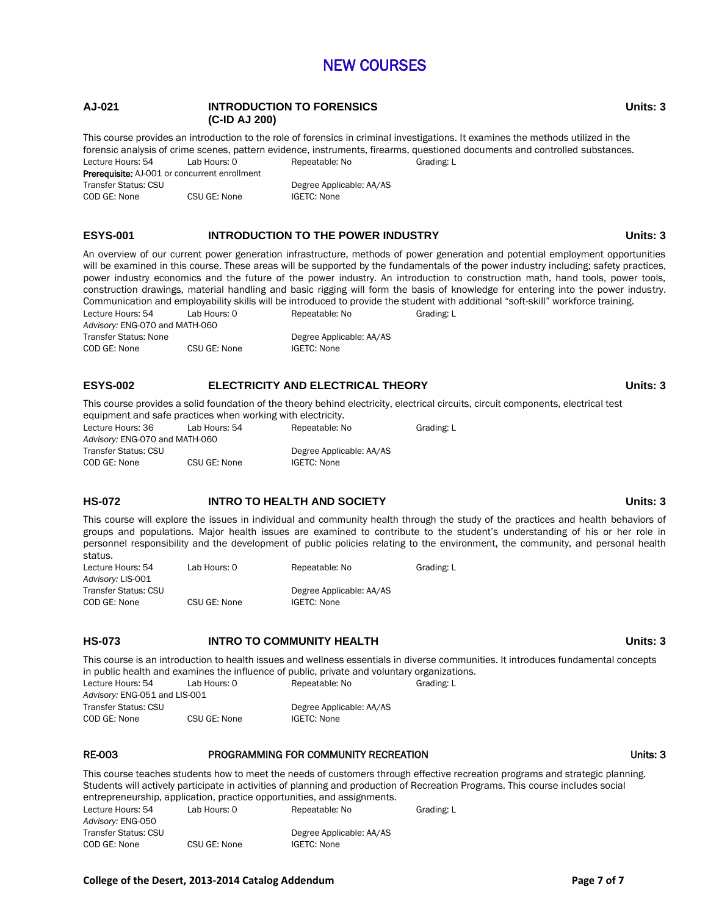# NEW COURSES

### AJ-021 INTRODUCTION TO FORENSICS (C-ID AJ 200) Units: 3

This course provides an introduction to the role of forensics in criminal investigations. It examines the methods utilized in the forensic analysis of crime scenes, pattern evidence, instruments, firearms, questioned documents and controlled substances.

Lecture Hours: 54 Lab Hours: 0 Repeatable: No Grading: L
**Prerequisite:** AJ-001 or concurrent enrollment
Transfer Status: CSU Degree Applicable: AA/AS
COD GE: None CSU GE: None IGETC: None

### ESYS-001 INTRODUCTION TO THE POWER INDUSTRY Units: 3

An overview of our current power generation infrastructure, methods of power generation and potential employment opportunities will be examined in this course. These areas will be supported by the fundamentals of the power industry including; safety practices, power industry economics and the future of the power industry. An introduction to construction math, hand tools, power tools, construction drawings, material handling and basic rigging will form the basis of knowledge for entering into the power industry. Communication and employability skills will be introduced to provide the student with additional "soft-skill" workforce training.

Lecture Hours: 54 Lab Hours: 0 Repeatable: No Grading: L
*Advisory:* ENG-070 and MATH-060
Transfer Status: None Degree Applicable: AA/AS
COD GE: None CSU GE: None IGETC: None

### ESYS-002 ELECTRICITY AND ELECTRICAL THEORY Units: 3

This course provides a solid foundation of the theory behind electricity, electrical circuits, circuit components, electrical test equipment and safe practices when working with electricity.

Lecture Hours: 36 Lab Hours: 54 Repeatable: No Grading: L
*Advisory:* ENG-070 and MATH-060
Transfer Status: CSU Degree Applicable: AA/AS
COD GE: None CSU GE: None IGETC: None

### HS-072 INTRO TO HEALTH AND SOCIETY Units: 3

This course will explore the issues in individual and community health through the study of the practices and health behaviors of groups and populations. Major health issues are examined to contribute to the student's understanding of his or her role in personnel responsibility and the development of public policies relating to the environment, the community, and personal health status.

Lecture Hours: 54 Lab Hours: 0 Repeatable: No Grading: L
*Advisory:* LIS-001
Transfer Status: CSU Degree Applicable: AA/AS
COD GE: None CSU GE: None IGETC: None

### HS-073 INTRO TO COMMUNITY HEALTH Units: 3

This course is an introduction to health issues and wellness essentials in diverse communities. It introduces fundamental concepts in public health and examines the influence of public, private and voluntary organizations.

Lecture Hours: 54 Lab Hours: 0 Repeatable: No Grading: L
*Advisory:* ENG-051 and LIS-001
Transfer Status: CSU Degree Applicable: AA/AS
COD GE: None CSU GE: None IGETC: None

### RE-003 PROGRAMMING FOR COMMUNITY RECREATION Units: 3

This course teaches students how to meet the needs of customers through effective recreation programs and strategic planning. Students will actively participate in activities of planning and production of Recreation Programs. This course includes social entrepreneurship, application, practice opportunities, and assignments.

Lecture Hours: 54 Lab Hours: 0 Repeatable: No Grading: L
*Advisory:* ENG-050
Transfer Status: CSU Degree Applicable: AA/AS
COD GE: None CSU GE: None IGETC: None